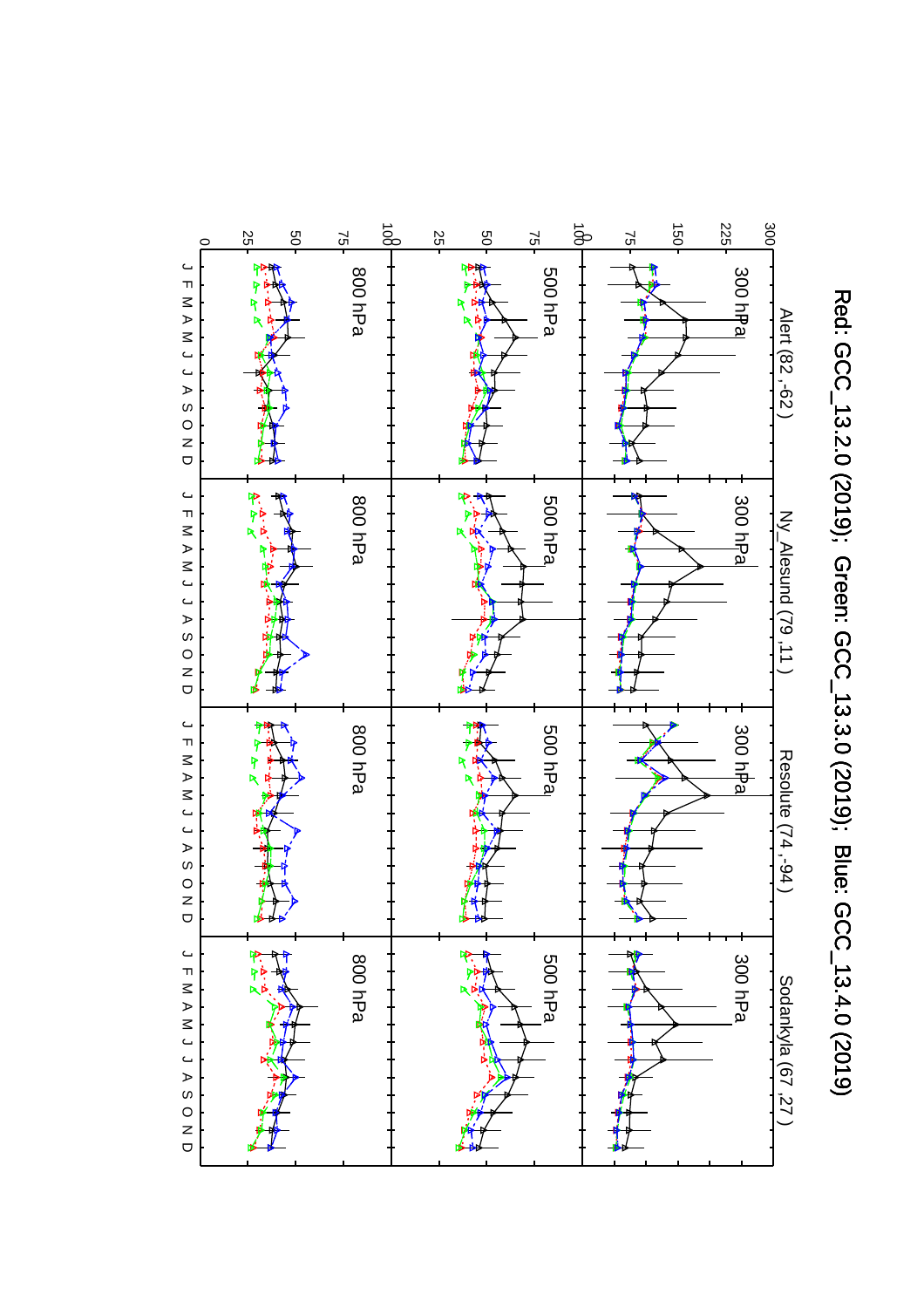Red: GCC_13.2.0 (2019); Green: GCC_13.3.0 (2019); Blue: GCC_13.4.0 (2019)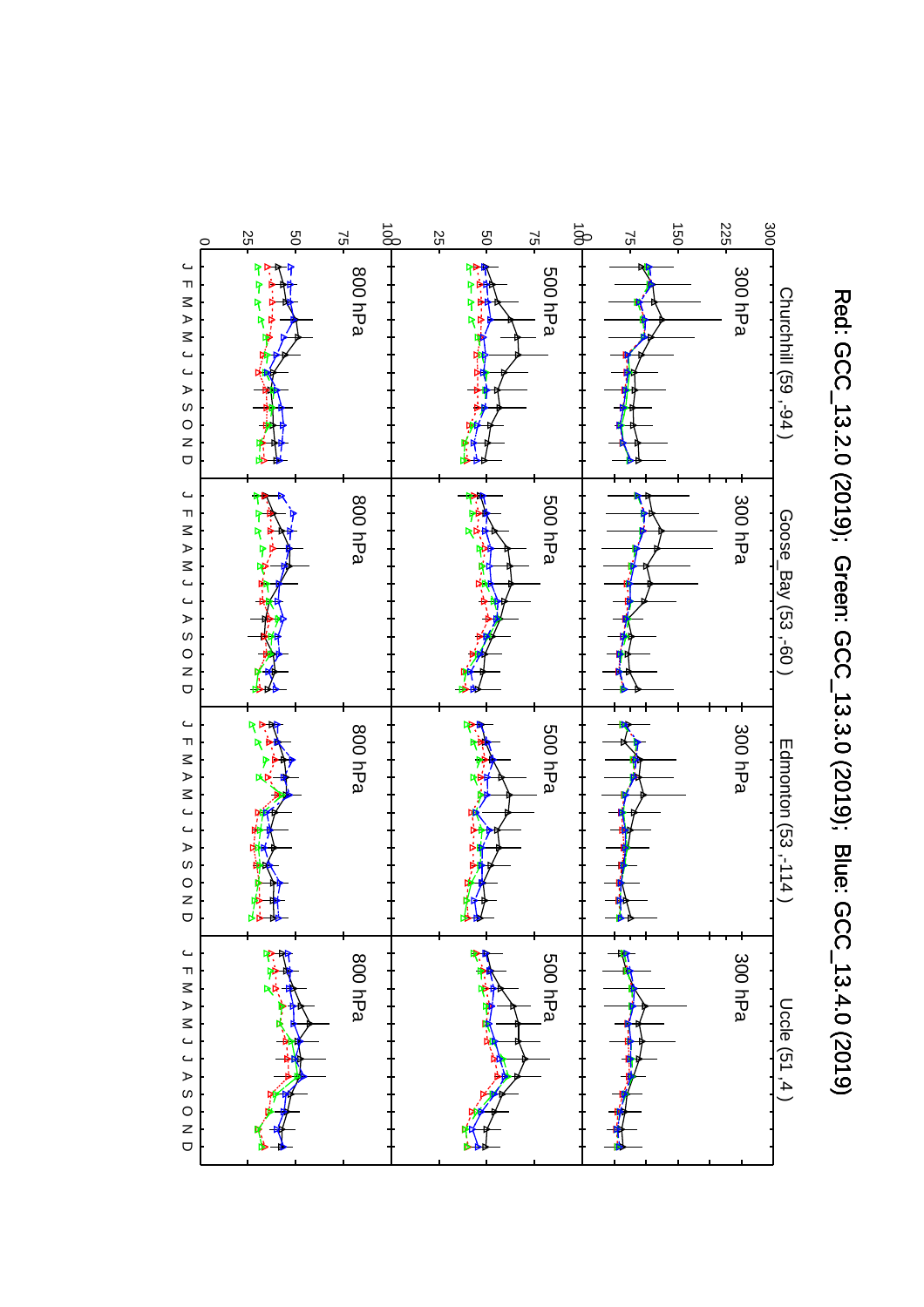Red: GCC_13.2.0 (2019); Green: GCC_13.3.0 (2019); Blue: GCC_13.4.0 (2019)

Churchhill (59 ,-94 ) | Goose_Bay (53 ,-60 ) | Edmonton (53 ,-114 ) | Uccle (51 ,4 )

300 hPa | 500 hPa | 800 hPa

J F M A M J J A S O N D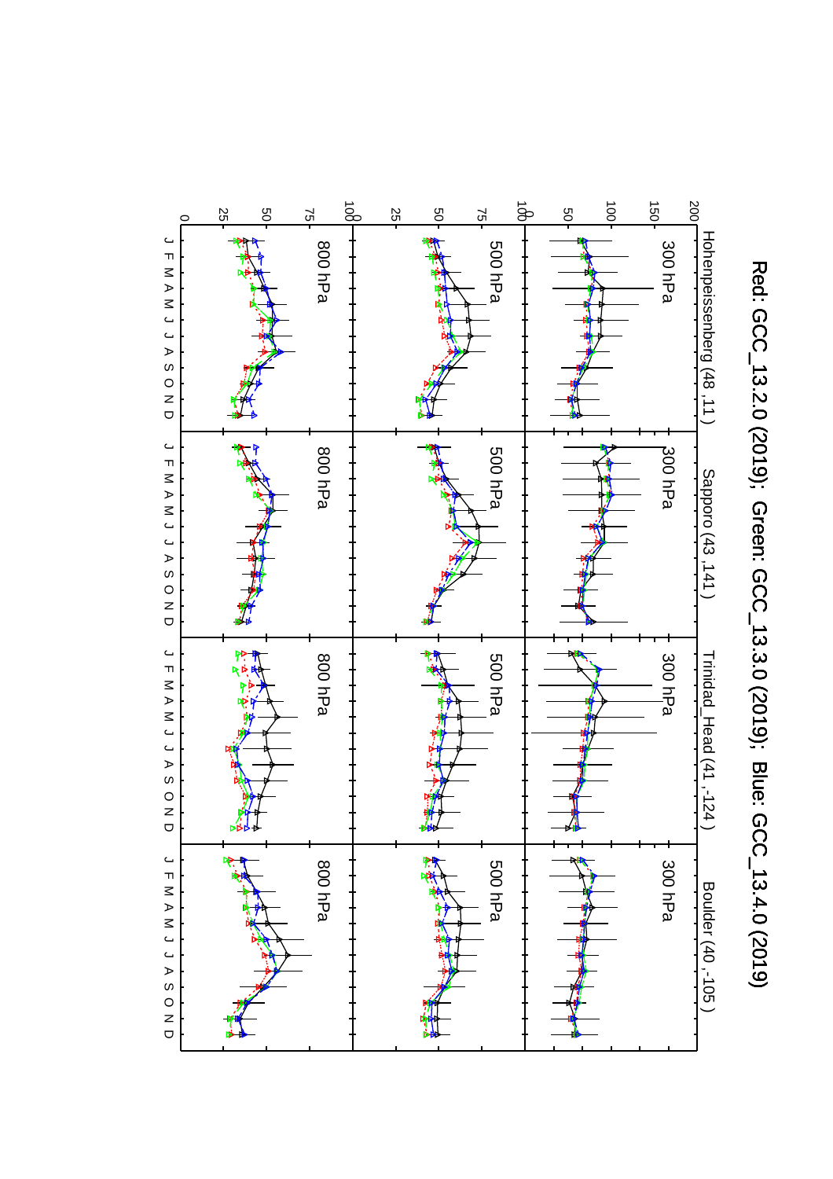Red: GCC_13.2.0 (2019); Green: GCC_13.3.0 (2019); Blue: GCC_13.4.0 (2019)

Hohenpeissenberg (48, 11) | Sapporo (43, 141) | Trinidad_Head (41, -124) | Boulder (40, -105)

300 hPa

500 hPa

800 hPa

J F M A M J J A S O N D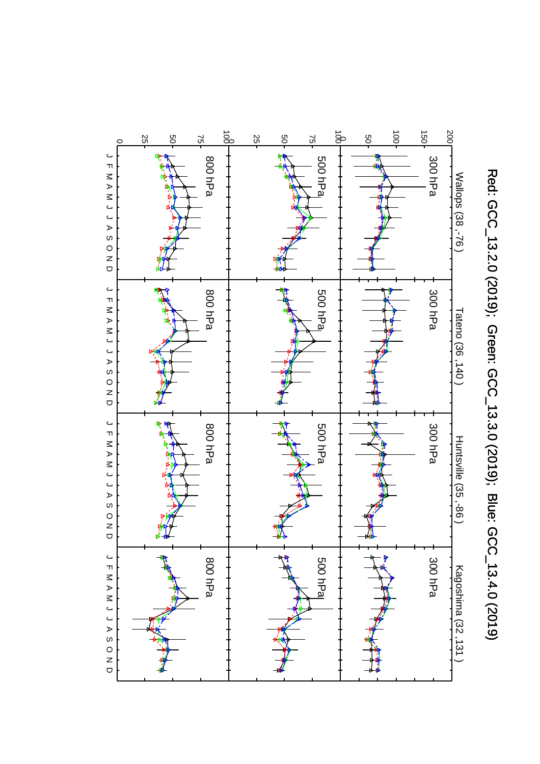Red: GCC_13.2.0 (2019); Green: GCC_13.3.0 (2019); Blue: GCC_13.4.0 (2019)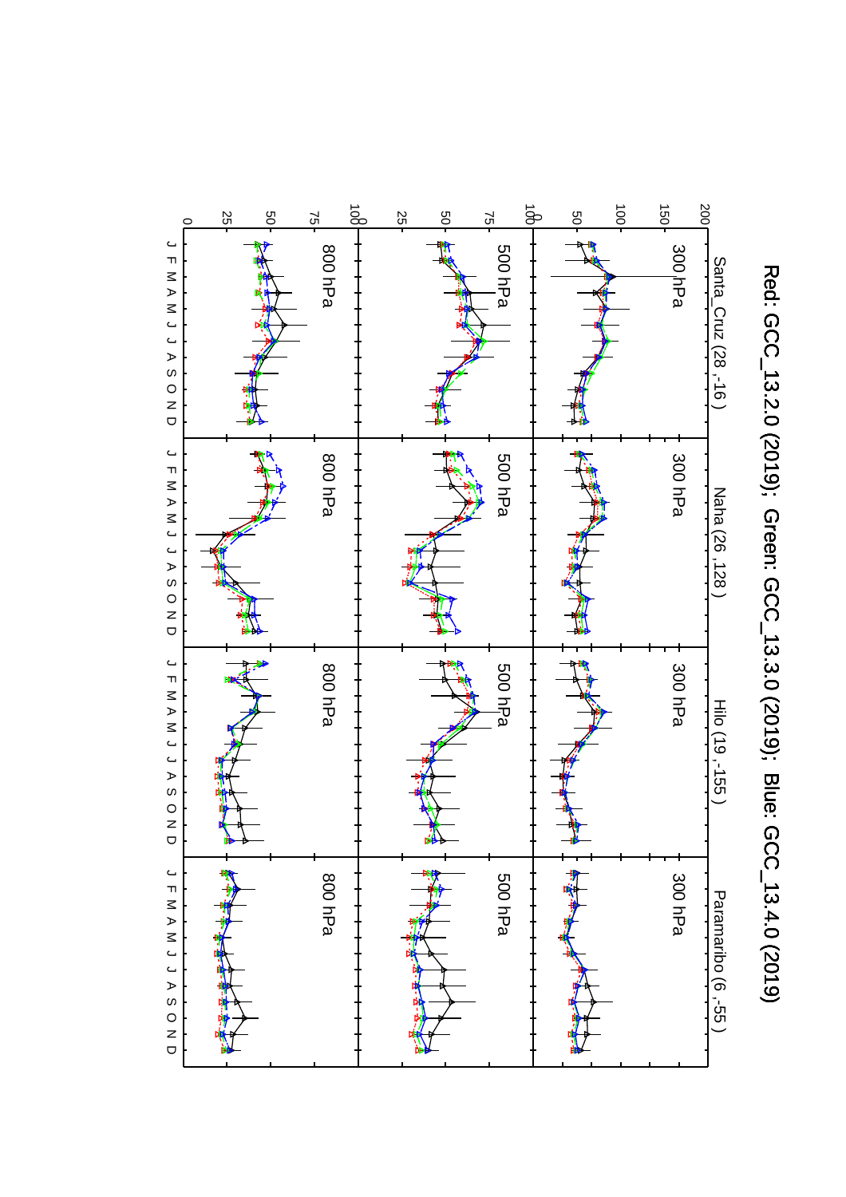Red: GCC_13.2.0 (2019); Green: GCC_13.3.0 (2019); Blue: GCC_13.4.0 (2019)

Santa_Cruz (28 ,-16 )

Naha (26 ,128 )

Hilo (19 ,-155 )

Paramaribo (6 ,-55 )

300 hPa

500 hPa

800 hPa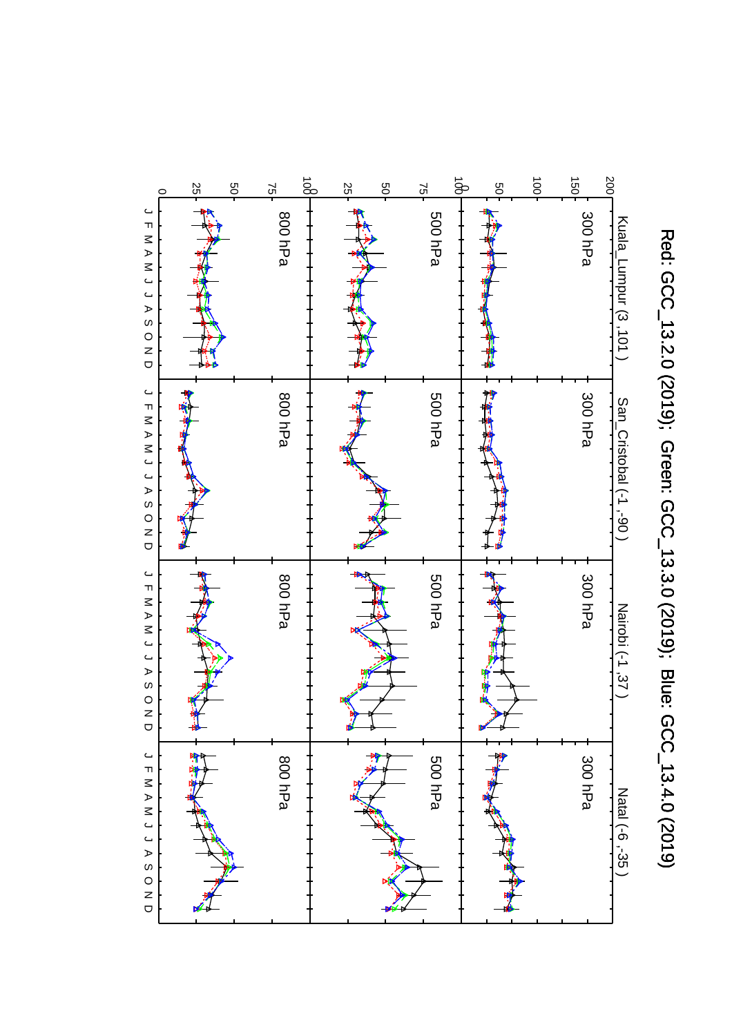Red: GCC_13.2.0 (2019); Green: GCC_13.3.0 (2019); Blue: GCC_13.4.0 (2019)

Kuala_Lumpur (3 ,101 ) | San_Cristobal (-1 ,-90 ) | Nairobi (-1 ,37 ) | Natal (-6 ,-35 )

300 hPa | 500 hPa | 800 hPa

J F M A M J J A S O N D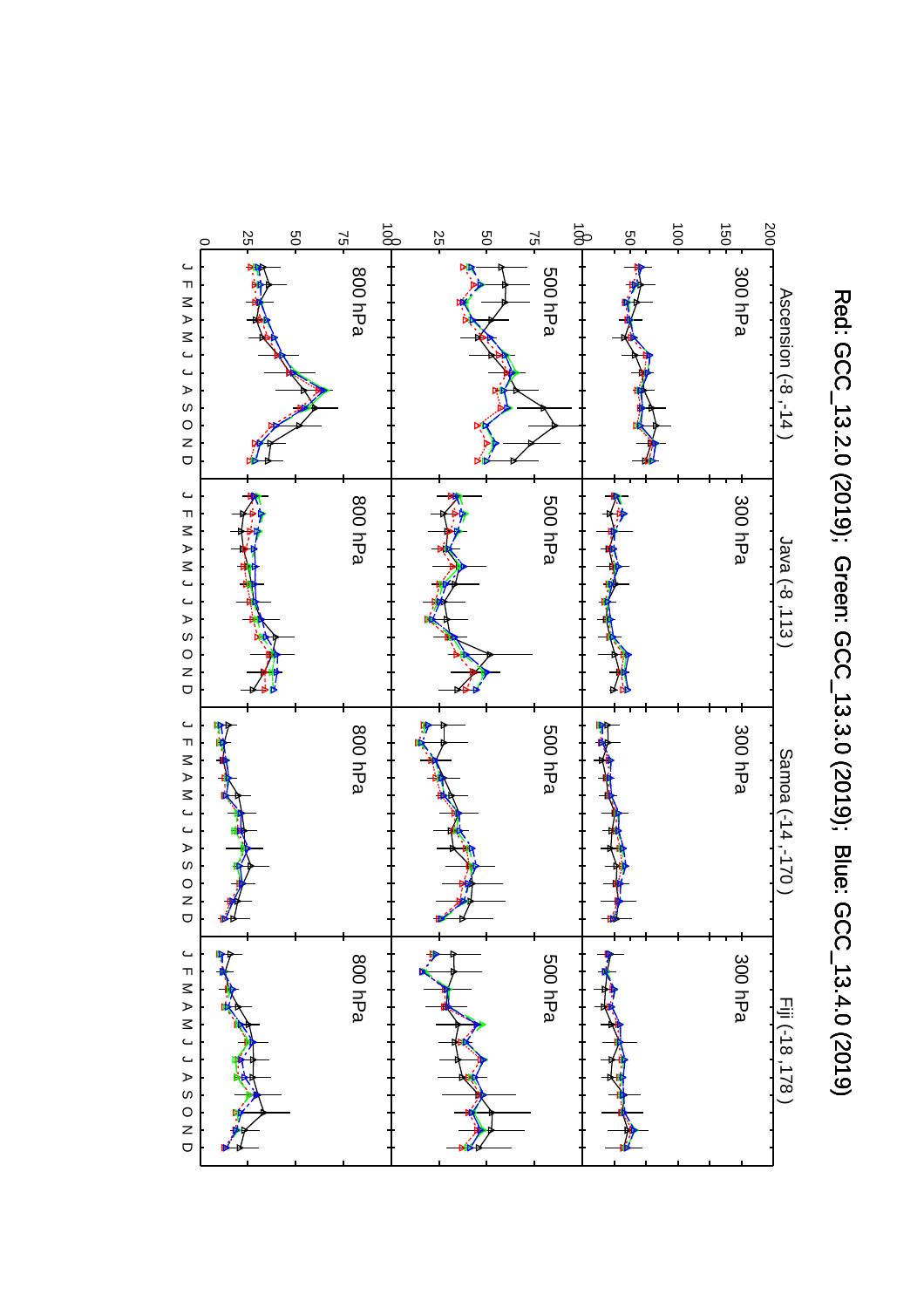Red: GCC_13.2.0 (2019); Green: GCC_13.3.0 (2019); Blue: GCC_13.4.0 (2019)

Ascension (-8,-14) | Java (-8,113) | Samoa (-14,-170) | Fiji (-18,178)

300 hPa | 500 hPa | 800 hPa

J F M A M J J A S O N D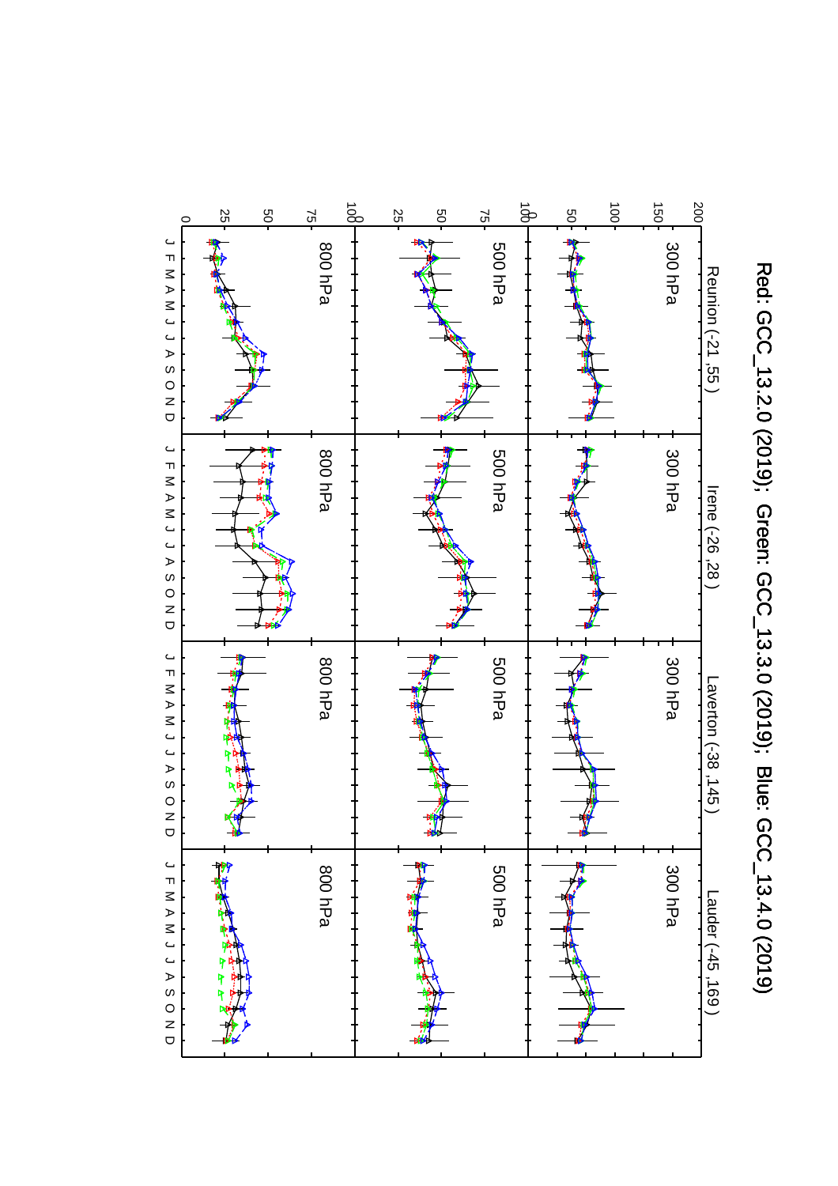Red: GCC_13.2.0 (2019); Green: GCC_13.3.0 (2019); Blue: GCC_13.4.0 (2019)

| | Reunion (-21 ,55 ) | Irene (-26 ,28 ) | Laverton (-38 ,145 ) | Lauder (-45 ,169 ) |
|---|---|---|---|---|
| 300 hPa | 300 hPa | 300 hPa | 300 hPa | 300 hPa |
| 500 hPa | 500 hPa | 500 hPa | 500 hPa | 500 hPa |
| 800 hPa | 800 hPa | 800 hPa | 800 hPa | 800 hPa |

300 hPa axis: 0, 50, 100, 150, 200

500 hPa axis: 0, 25, 50, 75, 100

800 hPa axis: 0, 25, 50, 75, 100

Months: J F M A M J J A S O N D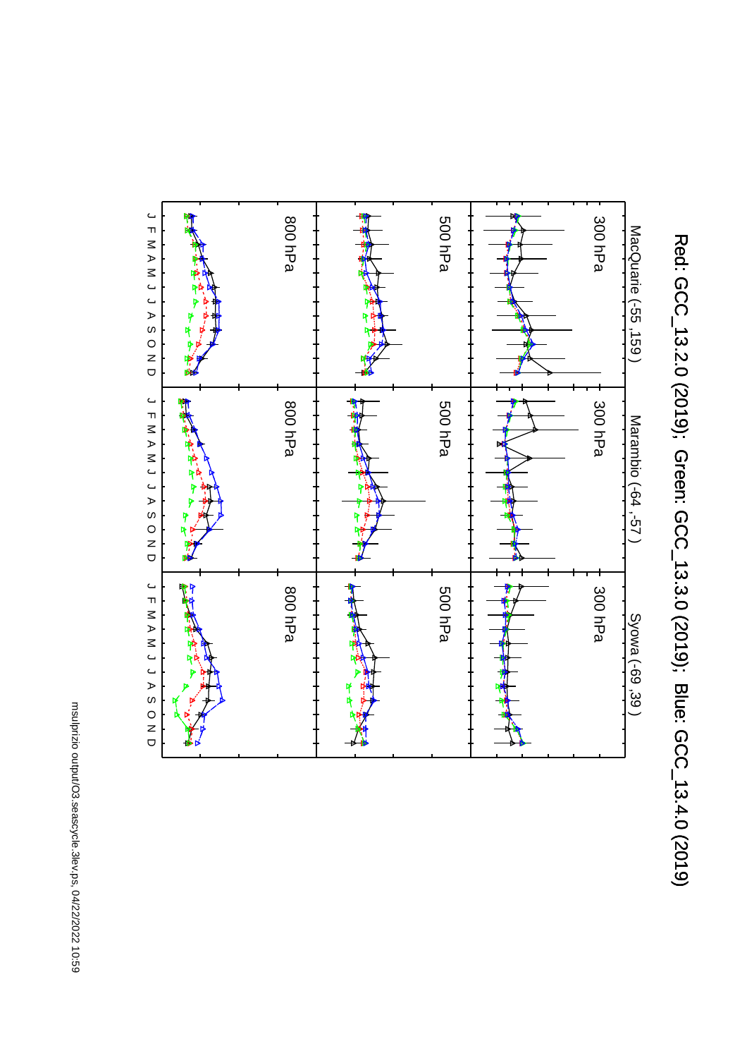Red: GCC_13.2.0 (2019); Green: GCC_13.3.0 (2019); Blue: GCC_13.4.0 (2019)

MacQuarie (-55 ,159 )

Marambio (-64 ,-57 )

Syowa (-69 ,39 )

300 hPa

500 hPa

800 hPa

J F M A M J J A S O N D

msulprizio output/O3.seascycle.3lev.ps, 04/22/2022 10:59